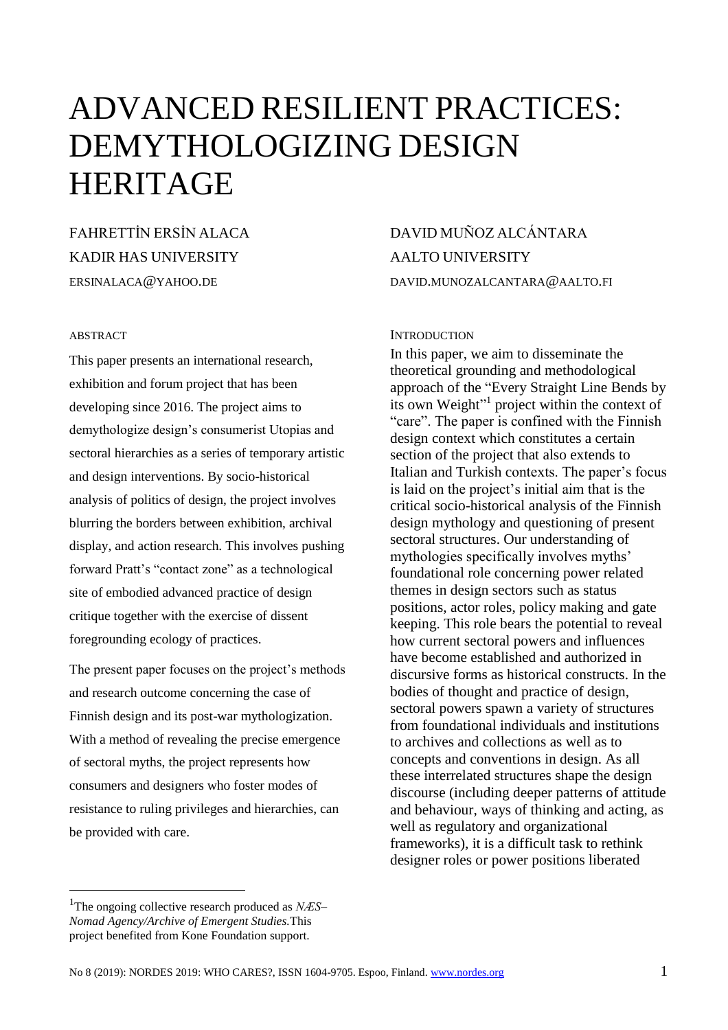# ADVANCED RESILIENT PRACTICES: DEMYTHOLOGIZING DESIGN HERITAGE

FAHRETTİN ERSİN ALACA
KADIR HAS UNIVERSITY
ERSINALACA@YAHOO.DE

DAVID MUÑOZ ALCÁNTARA
AALTO UNIVERSITY
DAVID.MUNOZALCANTARA@AALTO.FI

## ABSTRACT

This paper presents an international research, exhibition and forum project that has been developing since 2016. The project aims to demythologize design's consumerist Utopias and sectoral hierarchies as a series of temporary artistic and design interventions. By socio-historical analysis of politics of design, the project involves blurring the borders between exhibition, archival display, and action research. This involves pushing forward Pratt's "contact zone" as a technological site of embodied advanced practice of design critique together with the exercise of dissent foregrounding ecology of practices.

The present paper focuses on the project's methods and research outcome concerning the case of Finnish design and its post-war mythologization. With a method of revealing the precise emergence of sectoral myths, the project represents how consumers and designers who foster modes of resistance to ruling privileges and hierarchies, can be provided with care.

## INTRODUCTION

In this paper, we aim to disseminate the theoretical grounding and methodological approach of the "Every Straight Line Bends by its own Weight"[1] project within the context of "care". The paper is confined with the Finnish design context which constitutes a certain section of the project that also extends to Italian and Turkish contexts. The paper's focus is laid on the project's initial aim that is the critical socio-historical analysis of the Finnish design mythology and questioning of present sectoral structures. Our understanding of mythologies specifically involves myths' foundational role concerning power related themes in design sectors such as status positions, actor roles, policy making and gate keeping. This role bears the potential to reveal how current sectoral powers and influences have become established and authorized in discursive forms as historical constructs. In the bodies of thought and practice of design, sectoral powers spawn a variety of structures from foundational individuals and institutions to archives and collections as well as to concepts and conventions in design. As all these interrelated structures shape the design discourse (including deeper patterns of attitude and behaviour, ways of thinking and acting, as well as regulatory and organizational frameworks), it is a difficult task to rethink designer roles or power positions liberated

[1] The ongoing collective research produced as *NÆS–Nomad Agency/Archive of Emergent Studies.* This project benefited from Kone Foundation support.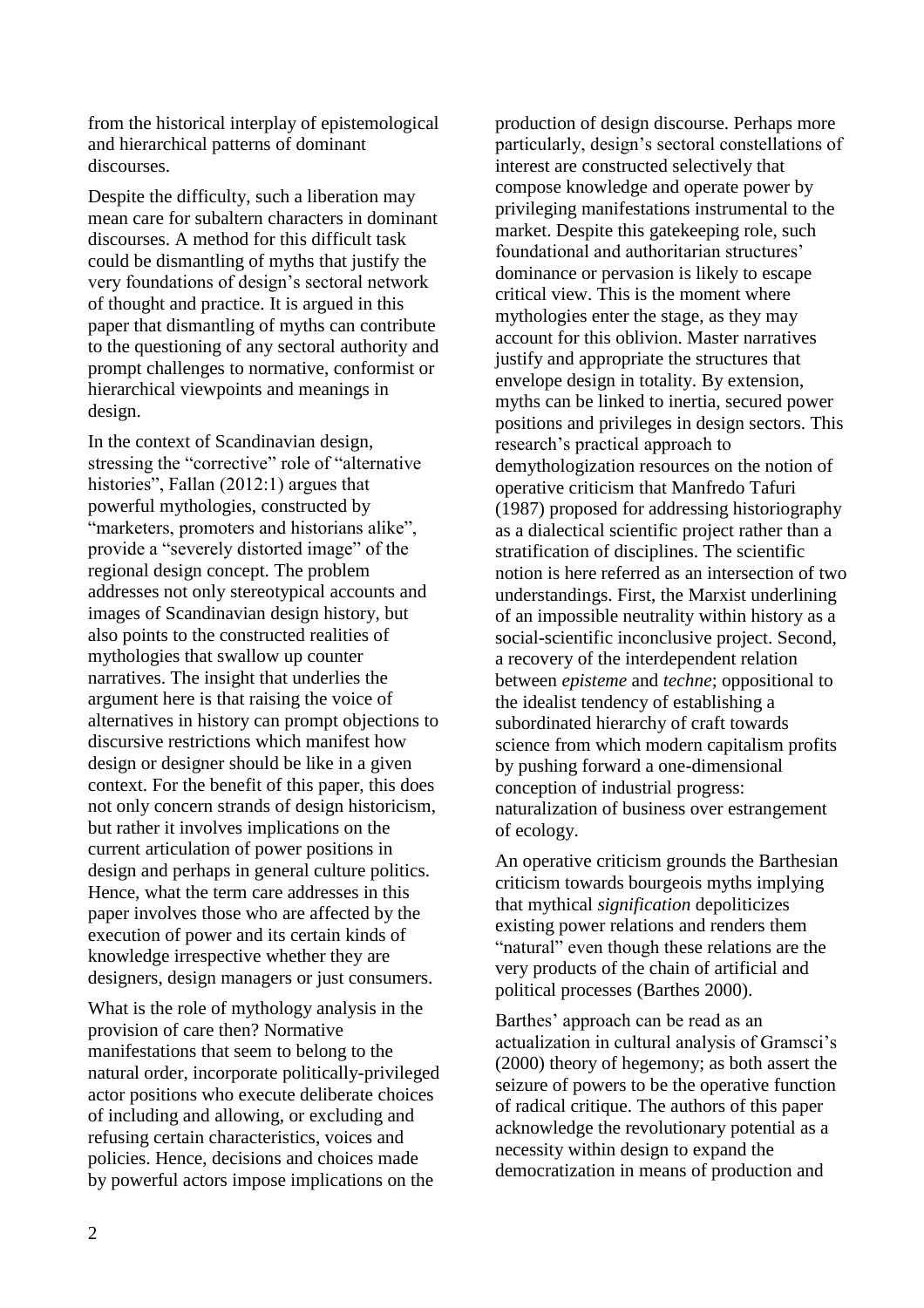from the historical interplay of epistemological and hierarchical patterns of dominant discourses.

Despite the difficulty, such a liberation may mean care for subaltern characters in dominant discourses. A method for this difficult task could be dismantling of myths that justify the very foundations of design's sectoral network of thought and practice. It is argued in this paper that dismantling of myths can contribute to the questioning of any sectoral authority and prompt challenges to normative, conformist or hierarchical viewpoints and meanings in design.

In the context of Scandinavian design, stressing the "corrective" role of "alternative histories", Fallan (2012:1) argues that powerful mythologies, constructed by "marketers, promoters and historians alike", provide a "severely distorted image" of the regional design concept. The problem addresses not only stereotypical accounts and images of Scandinavian design history, but also points to the constructed realities of mythologies that swallow up counter narratives. The insight that underlies the argument here is that raising the voice of alternatives in history can prompt objections to discursive restrictions which manifest how design or designer should be like in a given context. For the benefit of this paper, this does not only concern strands of design historicism, but rather it involves implications on the current articulation of power positions in design and perhaps in general culture politics. Hence, what the term care addresses in this paper involves those who are affected by the execution of power and its certain kinds of knowledge irrespective whether they are designers, design managers or just consumers.

What is the role of mythology analysis in the provision of care then? Normative manifestations that seem to belong to the natural order, incorporate politically-privileged actor positions who execute deliberate choices of including and allowing, or excluding and refusing certain characteristics, voices and policies. Hence, decisions and choices made by powerful actors impose implications on the production of design discourse. Perhaps more particularly, design's sectoral constellations of interest are constructed selectively that compose knowledge and operate power by privileging manifestations instrumental to the market. Despite this gatekeeping role, such foundational and authoritarian structures' dominance or pervasion is likely to escape critical view. This is the moment where mythologies enter the stage, as they may account for this oblivion. Master narratives justify and appropriate the structures that envelope design in totality. By extension, myths can be linked to inertia, secured power positions and privileges in design sectors. This research's practical approach to demythologization resources on the notion of operative criticism that Manfredo Tafuri (1987) proposed for addressing historiography as a dialectical scientific project rather than a stratification of disciplines. The scientific notion is here referred as an intersection of two understandings. First, the Marxist underlining of an impossible neutrality within history as a social-scientific inconclusive project. Second, a recovery of the interdependent relation between *episteme* and *techne*; oppositional to the idealist tendency of establishing a subordinated hierarchy of craft towards science from which modern capitalism profits by pushing forward a one-dimensional conception of industrial progress: naturalization of business over estrangement of ecology.

An operative criticism grounds the Barthesian criticism towards bourgeois myths implying that mythical *signification* depoliticizes existing power relations and renders them "natural" even though these relations are the very products of the chain of artificial and political processes (Barthes 2000).

Barthes' approach can be read as an actualization in cultural analysis of Gramsci's (2000) theory of hegemony; as both assert the seizure of powers to be the operative function of radical critique. The authors of this paper acknowledge the revolutionary potential as a necessity within design to expand the democratization in means of production and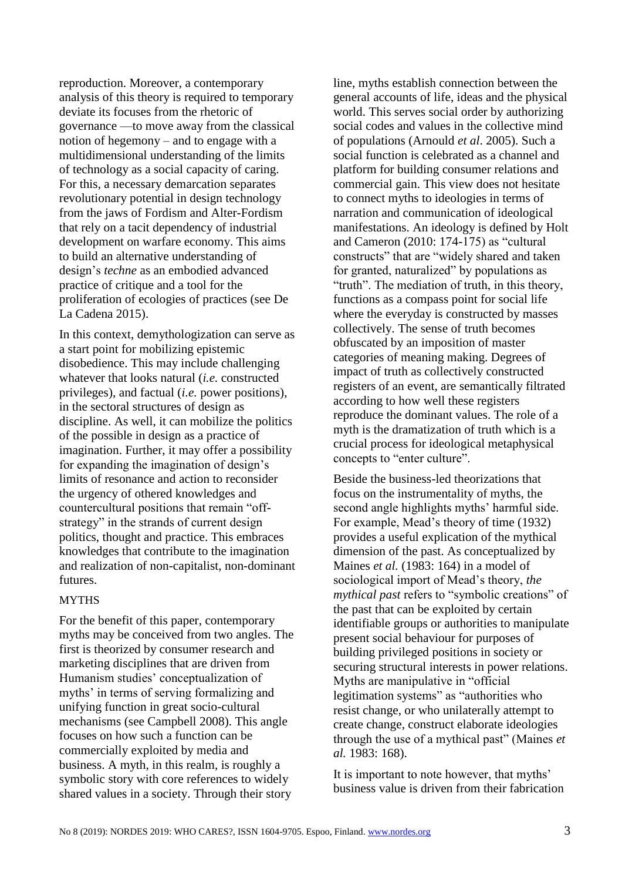reproduction. Moreover, a contemporary analysis of this theory is required to temporary deviate its focuses from the rhetoric of governance —to move away from the classical notion of hegemony – and to engage with a multidimensional understanding of the limits of technology as a social capacity of caring. For this, a necessary demarcation separates revolutionary potential in design technology from the jaws of Fordism and Alter-Fordism that rely on a tacit dependency of industrial development on warfare economy. This aims to build an alternative understanding of design's *techne* as an embodied advanced practice of critique and a tool for the proliferation of ecologies of practices (see De La Cadena 2015).

In this context, demythologization can serve as a start point for mobilizing epistemic disobedience. This may include challenging whatever that looks natural (*i.e.* constructed privileges), and factual (*i.e.* power positions), in the sectoral structures of design as discipline. As well, it can mobilize the politics of the possible in design as a practice of imagination. Further, it may offer a possibility for expanding the imagination of design's limits of resonance and action to reconsider the urgency of othered knowledges and countercultural positions that remain "off-strategy" in the strands of current design politics, thought and practice. This embraces knowledges that contribute to the imagination and realization of non-capitalist, non-dominant futures.

## MYTHS

For the benefit of this paper, contemporary myths may be conceived from two angles. The first is theorized by consumer research and marketing disciplines that are driven from Humanism studies' conceptualization of myths' in terms of serving formalizing and unifying function in great socio-cultural mechanisms (see Campbell 2008). This angle focuses on how such a function can be commercially exploited by media and business. A myth, in this realm, is roughly a symbolic story with core references to widely shared values in a society. Through their story line, myths establish connection between the general accounts of life, ideas and the physical world. This serves social order by authorizing social codes and values in the collective mind of populations (Arnould *et al*. 2005). Such a social function is celebrated as a channel and platform for building consumer relations and commercial gain. This view does not hesitate to connect myths to ideologies in terms of narration and communication of ideological manifestations. An ideology is defined by Holt and Cameron (2010: 174-175) as "cultural constructs" that are "widely shared and taken for granted, naturalized" by populations as "truth". The mediation of truth, in this theory, functions as a compass point for social life where the everyday is constructed by masses collectively. The sense of truth becomes obfuscated by an imposition of master categories of meaning making. Degrees of impact of truth as collectively constructed registers of an event, are semantically filtrated according to how well these registers reproduce the dominant values. The role of a myth is the dramatization of truth which is a crucial process for ideological metaphysical concepts to "enter culture".

Beside the business-led theorizations that focus on the instrumentality of myths, the second angle highlights myths' harmful side. For example, Mead's theory of time (1932) provides a useful explication of the mythical dimension of the past. As conceptualized by Maines *et al.* (1983: 164) in a model of sociological import of Mead's theory, *the mythical past* refers to "symbolic creations" of the past that can be exploited by certain identifiable groups or authorities to manipulate present social behaviour for purposes of building privileged positions in society or securing structural interests in power relations. Myths are manipulative in "official legitimation systems" as "authorities who resist change, or who unilaterally attempt to create change, construct elaborate ideologies through the use of a mythical past" (Maines *et al.* 1983: 168).

It is important to note however, that myths' business value is driven from their fabrication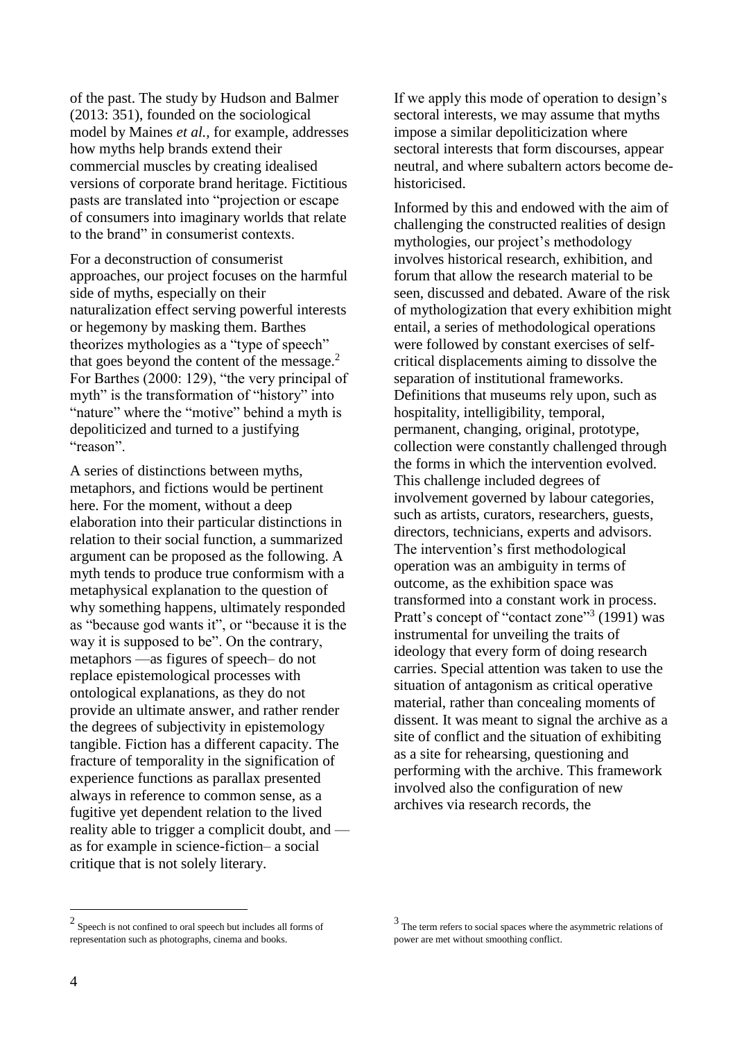of the past. The study by Hudson and Balmer (2013: 351), founded on the sociological model by Maines *et al.*, for example, addresses how myths help brands extend their commercial muscles by creating idealised versions of corporate brand heritage. Fictitious pasts are translated into "projection or escape of consumers into imaginary worlds that relate to the brand" in consumerist contexts.

For a deconstruction of consumerist approaches, our project focuses on the harmful side of myths, especially on their naturalization effect serving powerful interests or hegemony by masking them. Barthes theorizes mythologies as a "type of speech" that goes beyond the content of the message.[2] For Barthes (2000: 129), "the very principal of myth" is the transformation of "history" into "nature" where the "motive" behind a myth is depoliticized and turned to a justifying "reason".

A series of distinctions between myths, metaphors, and fictions would be pertinent here. For the moment, without a deep elaboration into their particular distinctions in relation to their social function, a summarized argument can be proposed as the following. A myth tends to produce true conformism with a metaphysical explanation to the question of why something happens, ultimately responded as "because god wants it", or "because it is the way it is supposed to be". On the contrary, metaphors —as figures of speech– do not replace epistemological processes with ontological explanations, as they do not provide an ultimate answer, and rather render the degrees of subjectivity in epistemology tangible. Fiction has a different capacity. The fracture of temporality in the signification of experience functions as parallax presented always in reference to common sense, as a fugitive yet dependent relation to the lived reality able to trigger a complicit doubt, and —as for example in science-fiction– a social critique that is not solely literary.

If we apply this mode of operation to design's sectoral interests, we may assume that myths impose a similar depoliticization where sectoral interests that form discourses, appear neutral, and where subaltern actors become de-historicised.

Informed by this and endowed with the aim of challenging the constructed realities of design mythologies, our project's methodology involves historical research, exhibition, and forum that allow the research material to be seen, discussed and debated. Aware of the risk of mythologization that every exhibition might entail, a series of methodological operations were followed by constant exercises of self-critical displacements aiming to dissolve the separation of institutional frameworks. Definitions that museums rely upon, such as hospitality, intelligibility, temporal, permanent, changing, original, prototype, collection were constantly challenged through the forms in which the intervention evolved. This challenge included degrees of involvement governed by labour categories, such as artists, curators, researchers, guests, directors, technicians, experts and advisors. The intervention's first methodological operation was an ambiguity in terms of outcome, as the exhibition space was transformed into a constant work in process. Pratt's concept of "contact zone"[3] (1991) was instrumental for unveiling the traits of ideology that every form of doing research carries. Special attention was taken to use the situation of antagonism as critical operative material, rather than concealing moments of dissent. It was meant to signal the archive as a site of conflict and the situation of exhibiting as a site for rehearsing, questioning and performing with the archive. This framework involved also the configuration of new archives via research records, the

---

[2] Speech is not confined to oral speech but includes all forms of representation such as photographs, cinema and books.

[3] The term refers to social spaces where the asymmetric relations of power are met without smoothing conflict.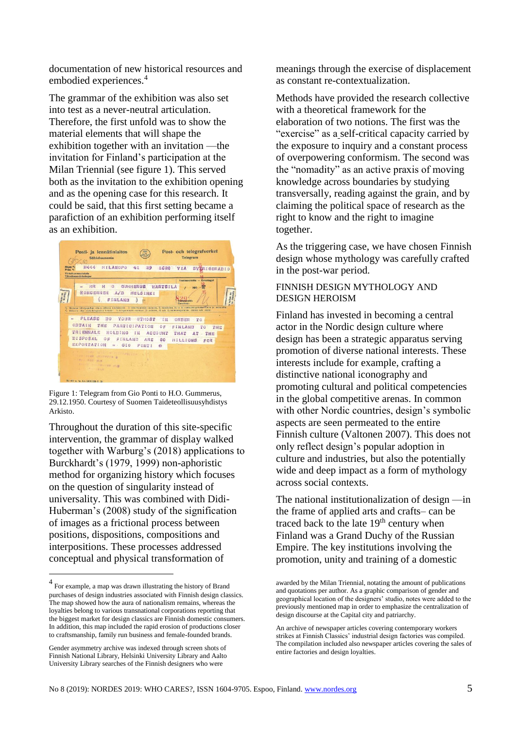documentation of new historical resources and embodied experiences.[4]

The grammar of the exhibition was also set into test as a never-neutral articulation. Therefore, the first unfold was to show the material elements that will shape the exhibition together with an invitation —the invitation for Finland's participation at the Milan Triennial (see figure 1). This served both as the invitation to the exhibition opening and as the opening case for this research. It could be said, that this first setting became a paraficion of an exhibition performing itself as an exhibition.

Figure 1: Telegram from Gio Ponti to H.O. Gummerus, 29.12.1950. Courtesy of Suomen Taideteollisuusyhdistys Arkisto.

Throughout the duration of this site-specific intervention, the grammar of display walked together with Warburg's (2018) applications to Burckhardt's (1979, 1999) non-aphoristic method for organizing history which focuses on the question of singularity instead of universality. This was combined with Didi-Huberman's (2008) study of the signification of images as a frictional process between positions, dispositions, compositions and interpositions. These processes addressed conceptual and physical transformation of meanings through the exercise of displacement as constant re-contextualization.

Methods have provided the research collective with a theoretical framework for the elaboration of two notions. The first was the "exercise" as a self-critical capacity carried by the exposure to inquiry and a constant process of overpowering conformism. The second was the "nomadity" as an active praxis of moving knowledge across boundaries by studying transversally, reading against the grain, and by claiming the political space of research as the right to know and the right to imagine together.

As the triggering case, we have chosen Finnish design whose mythology was carefully crafted in the post-war period.

## FINNISH DESIGN MYTHOLOGY AND DESIGN HEROISM

Finland has invested in becoming a central actor in the Nordic design culture where design has been a strategic apparatus serving promotion of diverse national interests. These interests include for example, crafting a distinctive national iconography and promoting cultural and political competencies in the global competitive arenas. In common with other Nordic countries, design's symbolic aspects are seen permeated to the entire Finnish culture (Valtonen 2007). This does not only reflect design's popular adoption in culture and industries, but also the potentially wide and deep impact as a form of mythology across social contexts.

The national institutionalization of design —in the frame of applied arts and crafts– can be traced back to the late 19th century when Finland was a Grand Duchy of the Russian Empire. The key institutions involving the promotion, unity and training of a domestic

---

[4] For example, a map was drawn illustrating the history of Brand purchases of design industries associated with Finnish design classics. The map showed how the aura of nationalism remains, whereas the loyalties belong to various transnational corporations reporting that the biggest market for design classics are Finnish domestic consumers. In addition, this map included the rapid erosion of productions closer to craftsmanship, family run business and female-founded brands.

Gender asymmetry archive was indexed through screen shots of Finnish National Library, Helsinki University Library and Aalto University Library searches of the Finnish designers who were awarded by the Milan Triennial, notating the amount of publications and quotations per author. As a graphic comparison of gender and geographical location of the designers' studio, notes were added to the previously mentioned map in order to emphasize the centralization of design discourse at the Capital city and patriarchy.

An archive of newspaper articles covering contemporary workers strikes at Finnish Classics' industrial design factories was compiled. The compilation included also newspaper articles covering the sales of entire factories and design loyalties.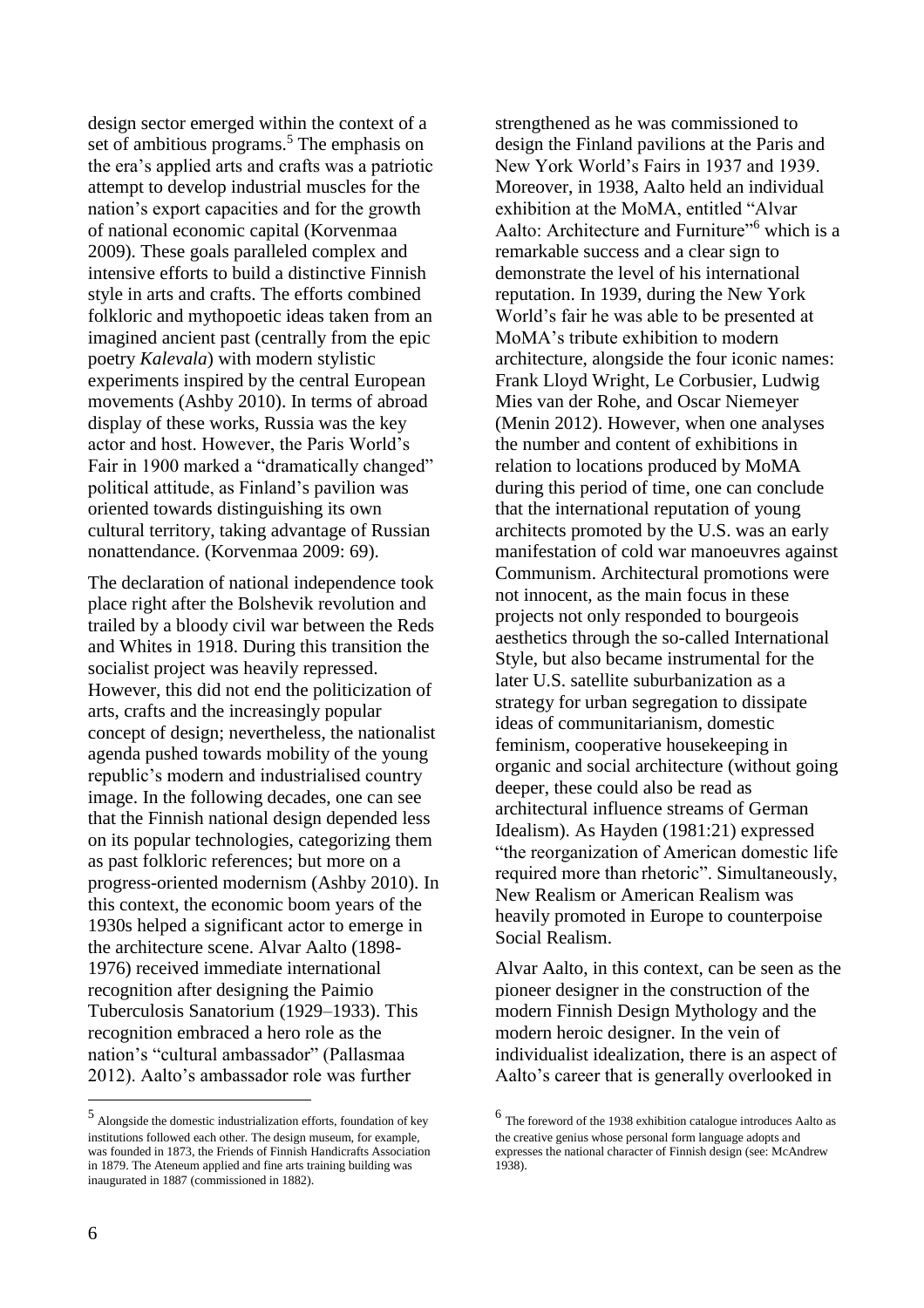design sector emerged within the context of a set of ambitious programs.[5] The emphasis on the era's applied arts and crafts was a patriotic attempt to develop industrial muscles for the nation's export capacities and for the growth of national economic capital (Korvenmaa 2009). These goals paralleled complex and intensive efforts to build a distinctive Finnish style in arts and crafts. The efforts combined folkloric and mythopoetic ideas taken from an imagined ancient past (centrally from the epic poetry *Kalevala*) with modern stylistic experiments inspired by the central European movements (Ashby 2010). In terms of abroad display of these works, Russia was the key actor and host. However, the Paris World's Fair in 1900 marked a "dramatically changed" political attitude, as Finland's pavilion was oriented towards distinguishing its own cultural territory, taking advantage of Russian nonattendance. (Korvenmaa 2009: 69).

The declaration of national independence took place right after the Bolshevik revolution and trailed by a bloody civil war between the Reds and Whites in 1918. During this transition the socialist project was heavily repressed. However, this did not end the politicization of arts, crafts and the increasingly popular concept of design; nevertheless, the nationalist agenda pushed towards mobility of the young republic's modern and industrialised country image. In the following decades, one can see that the Finnish national design depended less on its popular technologies, categorizing them as past folkloric references; but more on a progress-oriented modernism (Ashby 2010). In this context, the economic boom years of the 1930s helped a significant actor to emerge in the architecture scene. Alvar Aalto (1898-1976) received immediate international recognition after designing the Paimio Tuberculosis Sanatorium (1929–1933). This recognition embraced a hero role as the nation's "cultural ambassador" (Pallasmaa 2012). Aalto's ambassador role was further strengthened as he was commissioned to design the Finland pavilions at the Paris and New York World's Fairs in 1937 and 1939. Moreover, in 1938, Aalto held an individual exhibition at the MoMA, entitled "Alvar Aalto: Architecture and Furniture"[6] which is a remarkable success and a clear sign to demonstrate the level of his international reputation. In 1939, during the New York World's fair he was able to be presented at MoMA's tribute exhibition to modern architecture, alongside the four iconic names: Frank Lloyd Wright, Le Corbusier, Ludwig Mies van der Rohe, and Oscar Niemeyer (Menin 2012). However, when one analyses the number and content of exhibitions in relation to locations produced by MoMA during this period of time, one can conclude that the international reputation of young architects promoted by the U.S. was an early manifestation of cold war manoeuvres against Communism. Architectural promotions were not innocent, as the main focus in these projects not only responded to bourgeois aesthetics through the so-called International Style, but also became instrumental for the later U.S. satellite suburbanization as a strategy for urban segregation to dissipate ideas of communitarianism, domestic feminism, cooperative housekeeping in organic and social architecture (without going deeper, these could also be read as architectural influence streams of German Idealism). As Hayden (1981:21) expressed "the reorganization of American domestic life required more than rhetoric". Simultaneously, New Realism or American Realism was heavily promoted in Europe to counterpoise Social Realism.

Alvar Aalto, in this context, can be seen as the pioneer designer in the construction of the modern Finnish Design Mythology and the modern heroic designer. In the vein of individualist idealization, there is an aspect of Aalto's career that is generally overlooked in

[5] Alongside the domestic industrialization efforts, foundation of key institutions followed each other. The design museum, for example, was founded in 1873, the Friends of Finnish Handicrafts Association in 1879. The Ateneum applied and fine arts training building was inaugurated in 1887 (commissioned in 1882).

[6] The foreword of the 1938 exhibition catalogue introduces Aalto as the creative genius whose personal form language adopts and expresses the national character of Finnish design (see: McAndrew 1938).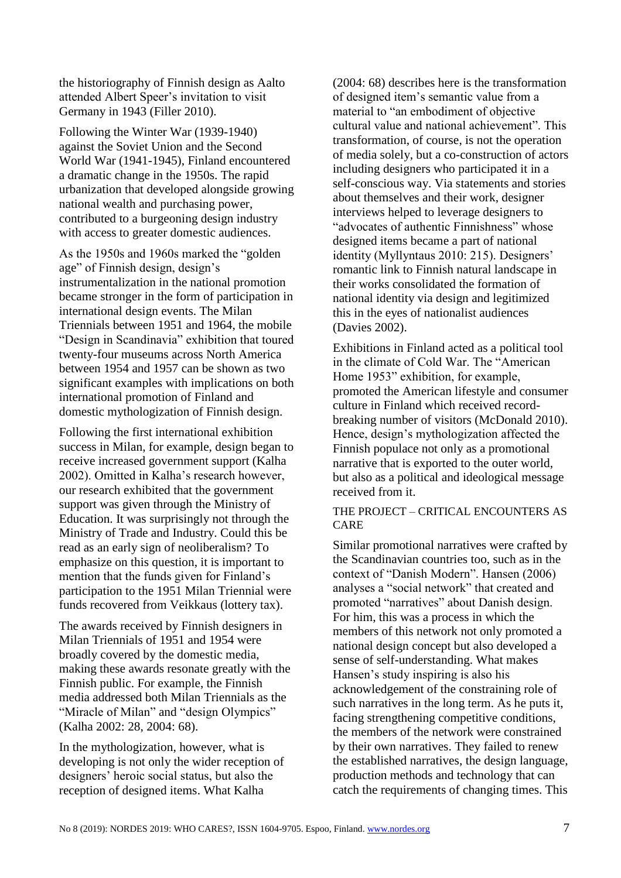the historiography of Finnish design as Aalto attended Albert Speer's invitation to visit Germany in 1943 (Filler 2010).

Following the Winter War (1939-1940) against the Soviet Union and the Second World War (1941-1945), Finland encountered a dramatic change in the 1950s. The rapid urbanization that developed alongside growing national wealth and purchasing power, contributed to a burgeoning design industry with access to greater domestic audiences.

As the 1950s and 1960s marked the "golden age" of Finnish design, design's instrumentalization in the national promotion became stronger in the form of participation in international design events. The Milan Triennials between 1951 and 1964, the mobile "Design in Scandinavia" exhibition that toured twenty-four museums across North America between 1954 and 1957 can be shown as two significant examples with implications on both international promotion of Finland and domestic mythologization of Finnish design.

Following the first international exhibition success in Milan, for example, design began to receive increased government support (Kalha 2002). Omitted in Kalha's research however, our research exhibited that the government support was given through the Ministry of Education. It was surprisingly not through the Ministry of Trade and Industry. Could this be read as an early sign of neoliberalism? To emphasize on this question, it is important to mention that the funds given for Finland's participation to the 1951 Milan Triennial were funds recovered from Veikkaus (lottery tax).

The awards received by Finnish designers in Milan Triennials of 1951 and 1954 were broadly covered by the domestic media, making these awards resonate greatly with the Finnish public. For example, the Finnish media addressed both Milan Triennials as the "Miracle of Milan" and "design Olympics" (Kalha 2002: 28, 2004: 68).

In the mythologization, however, what is developing is not only the wider reception of designers' heroic social status, but also the reception of designed items. What Kalha (2004: 68) describes here is the transformation of designed item's semantic value from a material to "an embodiment of objective cultural value and national achievement". This transformation, of course, is not the operation of media solely, but a co-construction of actors including designers who participated it in a self-conscious way. Via statements and stories about themselves and their work, designer interviews helped to leverage designers to "advocates of authentic Finnishness" whose designed items became a part of national identity (Myllyntaus 2010: 215). Designers' romantic link to Finnish natural landscape in their works consolidated the formation of national identity via design and legitimized this in the eyes of nationalist audiences (Davies 2002).

Exhibitions in Finland acted as a political tool in the climate of Cold War. The "American Home 1953" exhibition, for example, promoted the American lifestyle and consumer culture in Finland which received record-breaking number of visitors (McDonald 2010). Hence, design's mythologization affected the Finnish populace not only as a promotional narrative that is exported to the outer world, but also as a political and ideological message received from it.

## THE PROJECT – CRITICAL ENCOUNTERS AS CARE

Similar promotional narratives were crafted by the Scandinavian countries too, such as in the context of "Danish Modern". Hansen (2006) analyses a "social network" that created and promoted "narratives" about Danish design. For him, this was a process in which the members of this network not only promoted a national design concept but also developed a sense of self-understanding. What makes Hansen's study inspiring is also his acknowledgement of the constraining role of such narratives in the long term. As he puts it, facing strengthening competitive conditions, the members of the network were constrained by their own narratives. They failed to renew the established narratives, the design language, production methods and technology that can catch the requirements of changing times. This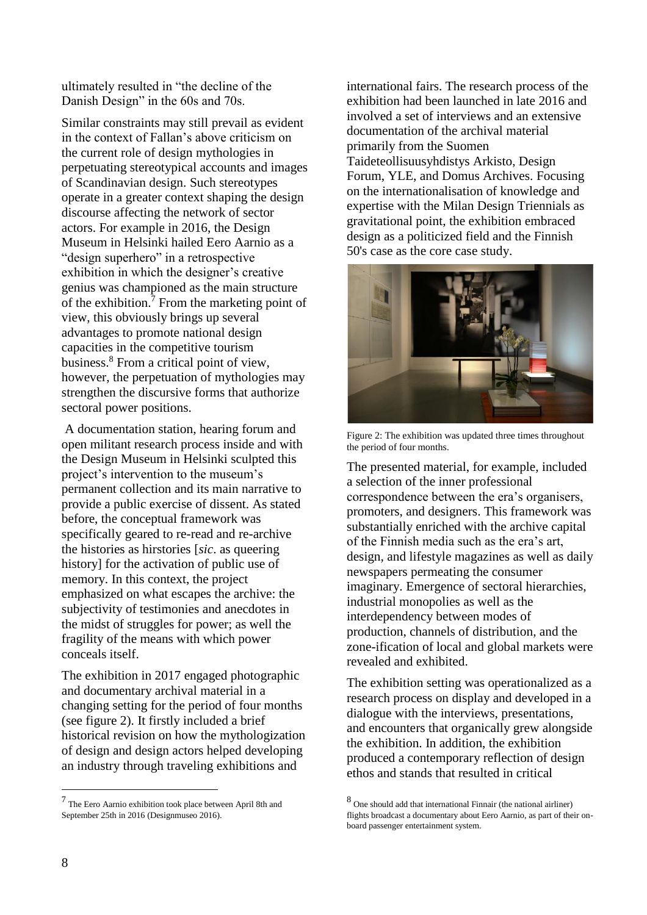ultimately resulted in "the decline of the Danish Design" in the 60s and 70s.

Similar constraints may still prevail as evident in the context of Fallan's above criticism on the current role of design mythologies in perpetuating stereotypical accounts and images of Scandinavian design. Such stereotypes operate in a greater context shaping the design discourse affecting the network of sector actors. For example in 2016, the Design Museum in Helsinki hailed Eero Aarnio as a "design superhero" in a retrospective exhibition in which the designer's creative genius was championed as the main structure of the exhibition.[7] From the marketing point of view, this obviously brings up several advantages to promote national design capacities in the competitive tourism business.[8] From a critical point of view, however, the perpetuation of mythologies may strengthen the discursive forms that authorize sectoral power positions.

A documentation station, hearing forum and open militant research process inside and with the Design Museum in Helsinki sculpted this project's intervention to the museum's permanent collection and its main narrative to provide a public exercise of dissent. As stated before, the conceptual framework was specifically geared to re-read and re-archive the histories as hirstories [*sic*. as queering history] for the activation of public use of memory. In this context, the project emphasized on what escapes the archive: the subjectivity of testimonies and anecdotes in the midst of struggles for power; as well the fragility of the means with which power conceals itself.

The exhibition in 2017 engaged photographic and documentary archival material in a changing setting for the period of four months (see figure 2). It firstly included a brief historical revision on how the mythologization of design and design actors helped developing an industry through traveling exhibitions and international fairs. The research process of the exhibition had been launched in late 2016 and involved a set of interviews and an extensive documentation of the archival material primarily from the Suomen Taideteollisuusyhdistys Arkisto, Design Forum, YLE, and Domus Archives. Focusing on the internationalisation of knowledge and expertise with the Milan Design Triennials as gravitational point, the exhibition embraced design as a politicized field and the Finnish 50's case as the core case study.

Figure 2: The exhibition was updated three times throughout the period of four months.

The presented material, for example, included a selection of the inner professional correspondence between the era's organisers, promoters, and designers. This framework was substantially enriched with the archive capital of the Finnish media such as the era's art, design, and lifestyle magazines as well as daily newspapers permeating the consumer imaginary. Emergence of sectoral hierarchies, industrial monopolies as well as the interdependency between modes of production, channels of distribution, and the zone-ification of local and global markets were revealed and exhibited.

The exhibition setting was operationalized as a research process on display and developed in a dialogue with the interviews, presentations, and encounters that organically grew alongside the exhibition. In addition, the exhibition produced a contemporary reflection of design ethos and stands that resulted in critical

[7] The Eero Aarnio exhibition took place between April 8th and September 25th in 2016 (Designmuseo 2016).

[8] One should add that international Finnair (the national airliner) flights broadcast a documentary about Eero Aarnio, as part of their on-board passenger entertainment system.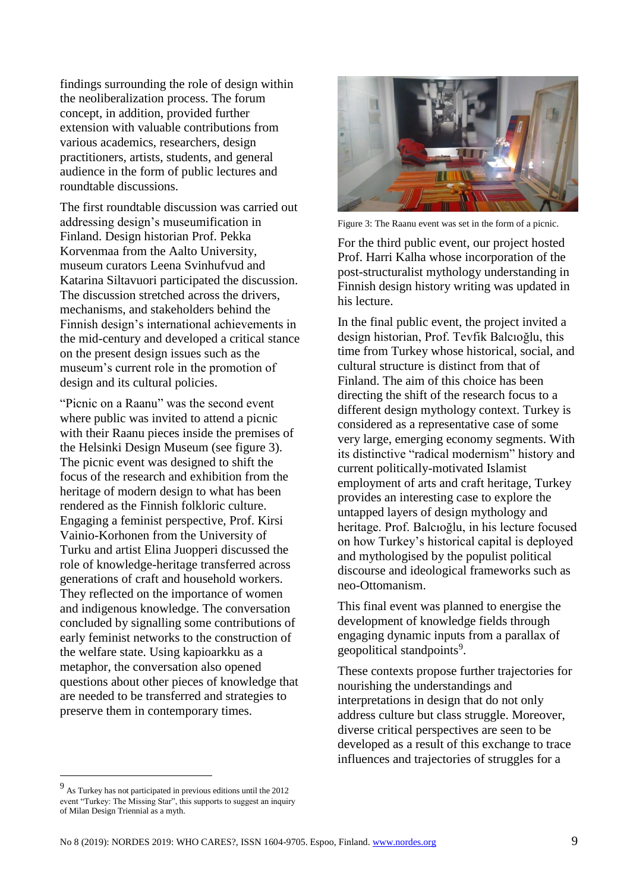findings surrounding the role of design within the neoliberalization process. The forum concept, in addition, provided further extension with valuable contributions from various academics, researchers, design practitioners, artists, students, and general audience in the form of public lectures and roundtable discussions.

The first roundtable discussion was carried out addressing design's museumification in Finland. Design historian Prof. Pekka Korvenmaa from the Aalto University, museum curators Leena Svinhufvud and Katarina Siltavuori participated the discussion. The discussion stretched across the drivers, mechanisms, and stakeholders behind the Finnish design's international achievements in the mid-century and developed a critical stance on the present design issues such as the museum's current role in the promotion of design and its cultural policies.

"Picnic on a Raanu" was the second event where public was invited to attend a picnic with their Raanu pieces inside the premises of the Helsinki Design Museum (see figure 3). The picnic event was designed to shift the focus of the research and exhibition from the heritage of modern design to what has been rendered as the Finnish folkloric culture. Engaging a feminist perspective, Prof. Kirsi Vainio-Korhonen from the University of Turku and artist Elina Juopperi discussed the role of knowledge-heritage transferred across generations of craft and household workers. They reflected on the importance of women and indigenous knowledge. The conversation concluded by signalling some contributions of early feminist networks to the construction of the welfare state. Using kapioarkku as a metaphor, the conversation also opened questions about other pieces of knowledge that are needed to be transferred and strategies to preserve them in contemporary times.

Figure 3: The Raanu event was set in the form of a picnic.

For the third public event, our project hosted Prof. Harri Kalha whose incorporation of the post-structuralist mythology understanding in Finnish design history writing was updated in his lecture.

In the final public event, the project invited a design historian, Prof. Tevfik Balcıoğlu, this time from Turkey whose historical, social, and cultural structure is distinct from that of Finland. The aim of this choice has been directing the shift of the research focus to a different design mythology context. Turkey is considered as a representative case of some very large, emerging economy segments. With its distinctive "radical modernism" history and current politically-motivated Islamist employment of arts and craft heritage, Turkey provides an interesting case to explore the untapped layers of design mythology and heritage. Prof. Balcıoğlu, in his lecture focused on how Turkey's historical capital is deployed and mythologised by the populist political discourse and ideological frameworks such as neo-Ottomanism.

This final event was planned to energise the development of knowledge fields through engaging dynamic inputs from a parallax of geopolitical standpoints[9].

These contexts propose further trajectories for nourishing the understandings and interpretations in design that do not only address culture but class struggle. Moreover, diverse critical perspectives are seen to be developed as a result of this exchange to trace influences and trajectories of struggles for a

[9] As Turkey has not participated in previous editions until the 2012 event "Turkey: The Missing Star", this supports to suggest an inquiry of Milan Design Triennial as a myth.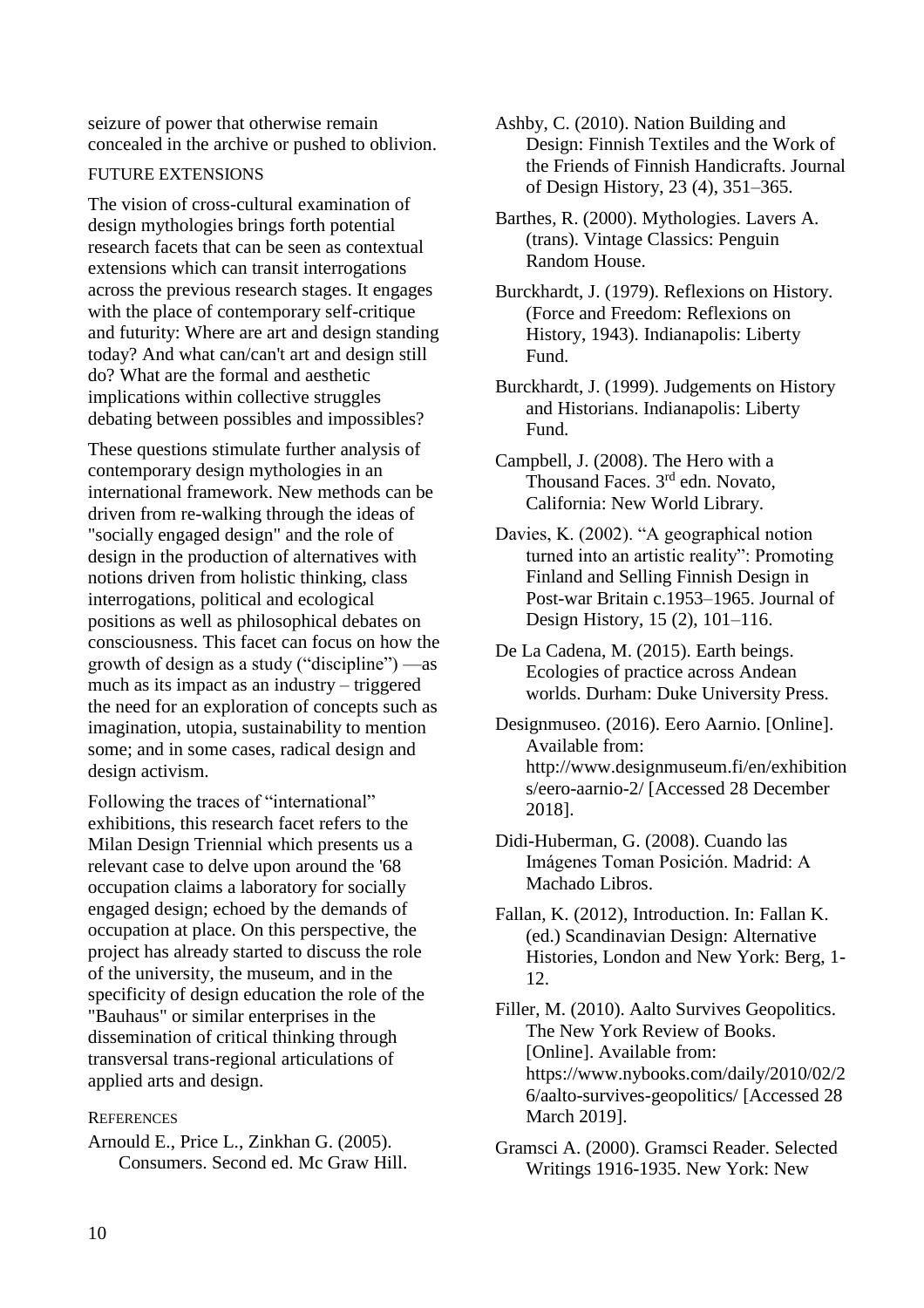seizure of power that otherwise remain concealed in the archive or pushed to oblivion.

### FUTURE EXTENSIONS

The vision of cross-cultural examination of design mythologies brings forth potential research facets that can be seen as contextual extensions which can transit interrogations across the previous research stages. It engages with the place of contemporary self-critique and futurity: Where are art and design standing today? And what can/can't art and design still do? What are the formal and aesthetic implications within collective struggles debating between possibles and impossibles?

These questions stimulate further analysis of contemporary design mythologies in an international framework. New methods can be driven from re-walking through the ideas of "socially engaged design" and the role of design in the production of alternatives with notions driven from holistic thinking, class interrogations, political and ecological positions as well as philosophical debates on consciousness. This facet can focus on how the growth of design as a study ("discipline") —as much as its impact as an industry – triggered the need for an exploration of concepts such as imagination, utopia, sustainability to mention some; and in some cases, radical design and design activism.

Following the traces of "international" exhibitions, this research facet refers to the Milan Design Triennial which presents us a relevant case to delve upon around the '68 occupation claims a laboratory for socially engaged design; echoed by the demands of occupation at place. On this perspective, the project has already started to discuss the role of the university, the museum, and in the specificity of design education the role of the "Bauhaus" or similar enterprises in the dissemination of critical thinking through transversal trans-regional articulations of applied arts and design.

### REFERENCES

Arnould E., Price L., Zinkhan G. (2005). Consumers. Second ed. Mc Graw Hill.

Ashby, C. (2010). Nation Building and Design: Finnish Textiles and the Work of the Friends of Finnish Handicrafts. Journal of Design History, 23 (4), 351–365.

Barthes, R. (2000). Mythologies. Lavers A. (trans). Vintage Classics: Penguin Random House.

Burckhardt, J. (1979). Reflexions on History. (Force and Freedom: Reflexions on History, 1943). Indianapolis: Liberty Fund.

Burckhardt, J. (1999). Judgements on History and Historians. Indianapolis: Liberty Fund.

Campbell, J. (2008). The Hero with a Thousand Faces. 3rd edn. Novato, California: New World Library.

Davies, K. (2002). "A geographical notion turned into an artistic reality": Promoting Finland and Selling Finnish Design in Post-war Britain c.1953–1965. Journal of Design History, 15 (2), 101–116.

De La Cadena, M. (2015). Earth beings. Ecologies of practice across Andean worlds. Durham: Duke University Press.

Designmuseo. (2016). Eero Aarnio. [Online]. Available from: http://www.designmuseum.fi/en/exhibitions/eero-aarnio-2/ [Accessed 28 December 2018].

Didi-Huberman, G. (2008). Cuando las Imágenes Toman Posición. Madrid: A Machado Libros.

Fallan, K. (2012), Introduction. In: Fallan K. (ed.) Scandinavian Design: Alternative Histories, London and New York: Berg, 1-12.

Filler, M. (2010). Aalto Survives Geopolitics. The New York Review of Books. [Online]. Available from: https://www.nybooks.com/daily/2010/02/26/aalto-survives-geopolitics/ [Accessed 28 March 2019].

Gramsci A. (2000). Gramsci Reader. Selected Writings 1916-1935. New York: New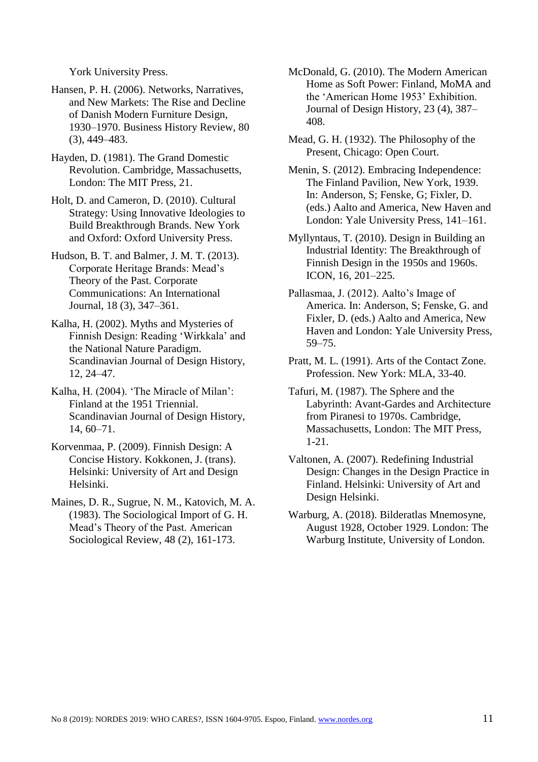York University Press.

Hansen, P. H. (2006). Networks, Narratives, and New Markets: The Rise and Decline of Danish Modern Furniture Design, 1930–1970. Business History Review, 80 (3), 449–483.

Hayden, D. (1981). The Grand Domestic Revolution. Cambridge, Massachusetts, London: The MIT Press, 21.

Holt, D. and Cameron, D. (2010). Cultural Strategy: Using Innovative Ideologies to Build Breakthrough Brands. New York and Oxford: Oxford University Press.

Hudson, B. T. and Balmer, J. M. T. (2013). Corporate Heritage Brands: Mead's Theory of the Past. Corporate Communications: An International Journal, 18 (3), 347–361.

Kalha, H. (2002). Myths and Mysteries of Finnish Design: Reading 'Wirkkala' and the National Nature Paradigm. Scandinavian Journal of Design History, 12, 24–47.

Kalha, H. (2004). 'The Miracle of Milan': Finland at the 1951 Triennial. Scandinavian Journal of Design History, 14, 60–71.

Korvenmaa, P. (2009). Finnish Design: A Concise History. Kokkonen, J. (trans). Helsinki: University of Art and Design Helsinki.

Maines, D. R., Sugrue, N. M., Katovich, M. A. (1983). The Sociological Import of G. H. Mead's Theory of the Past. American Sociological Review, 48 (2), 161-173.

McDonald, G. (2010). The Modern American Home as Soft Power: Finland, MoMA and the 'American Home 1953' Exhibition. Journal of Design History, 23 (4), 387–408.

Mead, G. H. (1932). The Philosophy of the Present, Chicago: Open Court.

Menin, S. (2012). Embracing Independence: The Finland Pavilion, New York, 1939. In: Anderson, S; Fenske, G; Fixler, D. (eds.) Aalto and America, New Haven and London: Yale University Press, 141–161.

Myllyntaus, T. (2010). Design in Building an Industrial Identity: The Breakthrough of Finnish Design in the 1950s and 1960s. ICON, 16, 201–225.

Pallasmaa, J. (2012). Aalto's Image of America. In: Anderson, S; Fenske, G. and Fixler, D. (eds.) Aalto and America, New Haven and London: Yale University Press, 59–75.

Pratt, M. L. (1991). Arts of the Contact Zone. Profession. New York: MLA, 33-40.

Tafuri, M. (1987). The Sphere and the Labyrinth: Avant-Gardes and Architecture from Piranesi to 1970s. Cambridge, Massachusetts, London: The MIT Press, 1-21.

Valtonen, A. (2007). Redefining Industrial Design: Changes in the Design Practice in Finland. Helsinki: University of Art and Design Helsinki.

Warburg, A. (2018). Bilderatlas Mnemosyne, August 1928, October 1929. London: The Warburg Institute, University of London.